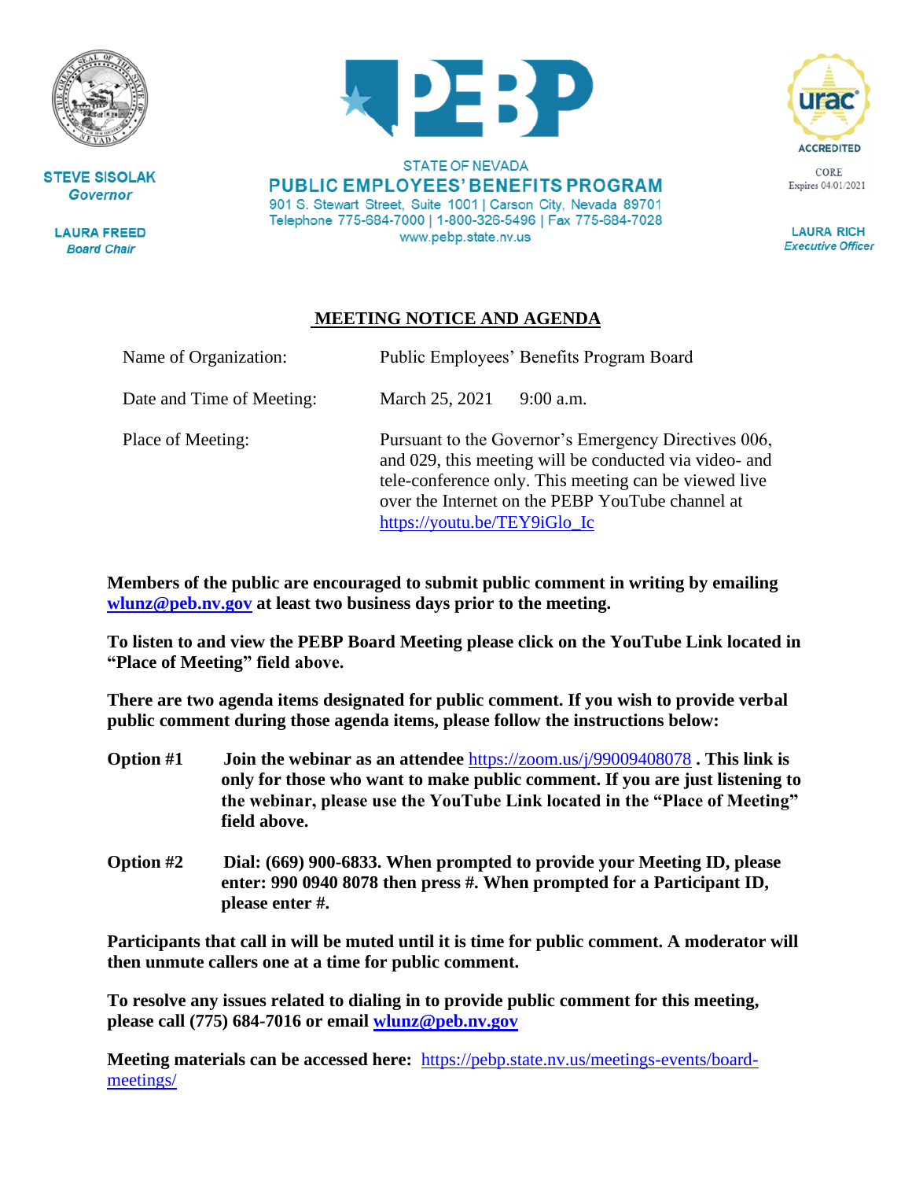STEVE SISOLAK
*Governor*

LAURA FREED
*Board Chair*

STATE OF NEVADA
**PUBLIC EMPLOYEES' BENEFITS PROGRAM**
901 S. Stewart Street, Suite 1001 | Carson City, Nevada 89701
Telephone 775-684-7000 | 1-800-326-5496 | Fax 775-684-7028
www.pebp.state.nv.us

urac ACCREDITED
CORE
Expires 04/01/2021

LAURA RICH
*Executive Officer*

## MEETING NOTICE AND AGENDA

| | |
|---|---|
| Name of Organization: | Public Employees' Benefits Program Board |
| Date and Time of Meeting: | March 25, 2021 9:00 a.m. |
| Place of Meeting: | Pursuant to the Governor's Emergency Directives 006, and 029, this meeting will be conducted via video- and tele-conference only. This meeting can be viewed live over the Internet on the PEBP YouTube channel at https://youtu.be/TEY9iGlo_Ic |

**Members of the public are encouraged to submit public comment in writing by emailing wlunz@peb.nv.gov at least two business days prior to the meeting.**

**To listen to and view the PEBP Board Meeting please click on the YouTube Link located in "Place of Meeting" field above.**

**There are two agenda items designated for public comment. If you wish to provide verbal public comment during those agenda items, please follow the instructions below:**

**Option #1** **Join the webinar as an attendee** https://zoom.us/j/99009408078 **. This link is only for those who want to make public comment. If you are just listening to the webinar, please use the YouTube Link located in the "Place of Meeting" field above.**

**Option #2** **Dial: (669) 900-6833. When prompted to provide your Meeting ID, please enter: 990 0940 8078 then press #. When prompted for a Participant ID, please enter #.**

**Participants that call in will be muted until it is time for public comment. A moderator will then unmute callers one at a time for public comment.**

**To resolve any issues related to dialing in to provide public comment for this meeting, please call (775) 684-7016 or email wlunz@peb.nv.gov**

**Meeting materials can be accessed here:** https://pebp.state.nv.us/meetings-events/board-meetings/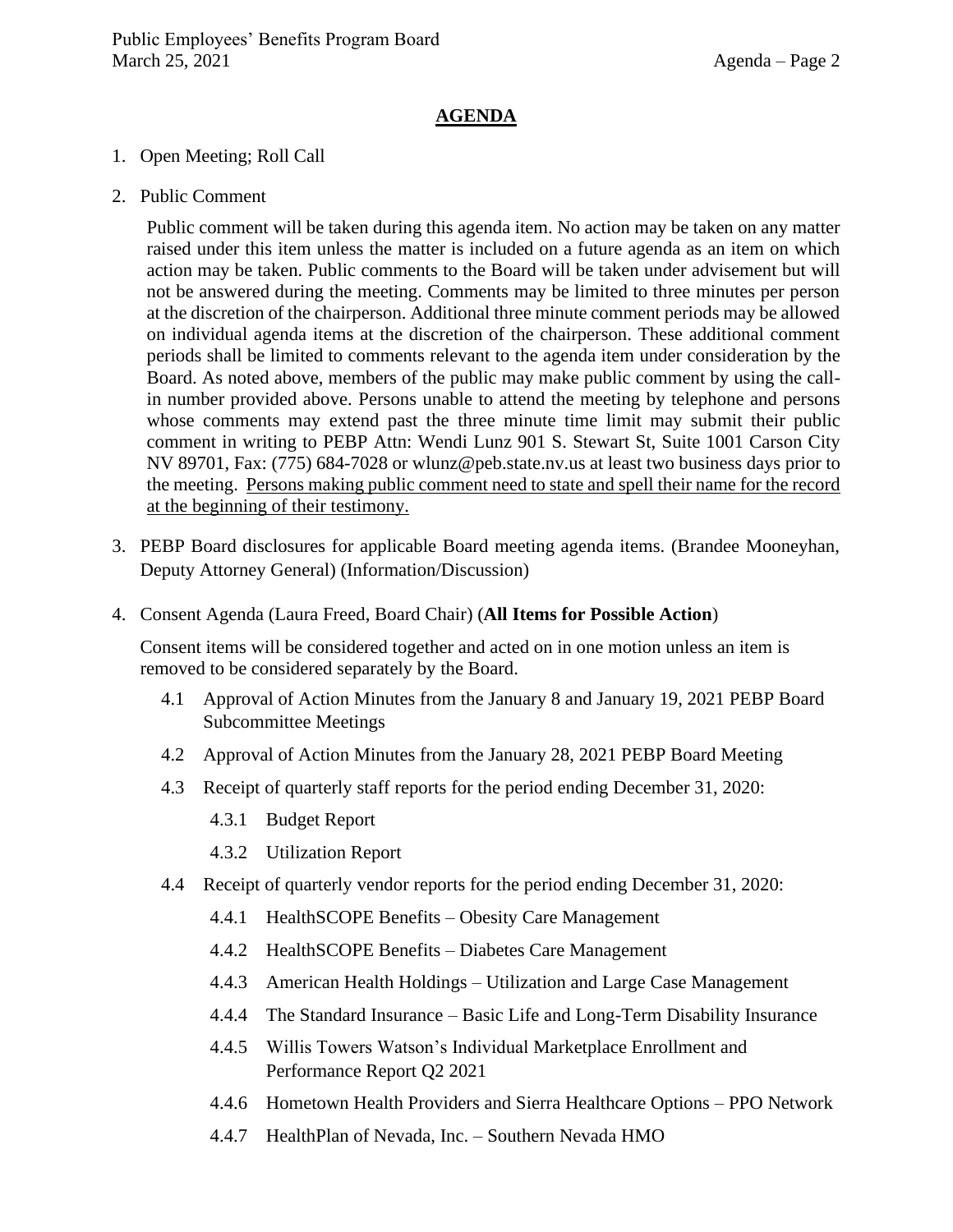## AGENDA

1. Open Meeting; Roll Call

2. Public Comment

   Public comment will be taken during this agenda item. No action may be taken on any matter raised under this item unless the matter is included on a future agenda as an item on which action may be taken. Public comments to the Board will be taken under advisement but will not be answered during the meeting. Comments may be limited to three minutes per person at the discretion of the chairperson. Additional three minute comment periods may be allowed on individual agenda items at the discretion of the chairperson. These additional comment periods shall be limited to comments relevant to the agenda item under consideration by the Board. As noted above, members of the public may make public comment by using the call-in number provided above. Persons unable to attend the meeting by telephone and persons whose comments may extend past the three minute time limit may submit their public comment in writing to PEBP Attn: Wendi Lunz 901 S. Stewart St, Suite 1001 Carson City NV 89701, Fax: (775) 684-7028 or wlunz@peb.state.nv.us at least two business days prior to the meeting. Persons making public comment need to state and spell their name for the record at the beginning of their testimony.

3. PEBP Board disclosures for applicable Board meeting agenda items. (Brandee Mooneyhan, Deputy Attorney General) (Information/Discussion)

4. Consent Agenda (Laura Freed, Board Chair) (**All Items for Possible Action**)

   Consent items will be considered together and acted on in one motion unless an item is removed to be considered separately by the Board.

   4.1 Approval of Action Minutes from the January 8 and January 19, 2021 PEBP Board Subcommittee Meetings

   4.2 Approval of Action Minutes from the January 28, 2021 PEBP Board Meeting

   4.3 Receipt of quarterly staff reports for the period ending December 31, 2020:

   4.3.1 Budget Report

   4.3.2 Utilization Report

   4.4 Receipt of quarterly vendor reports for the period ending December 31, 2020:

   4.4.1 HealthSCOPE Benefits – Obesity Care Management

   4.4.2 HealthSCOPE Benefits – Diabetes Care Management

   4.4.3 American Health Holdings – Utilization and Large Case Management

   4.4.4 The Standard Insurance – Basic Life and Long-Term Disability Insurance

   4.4.5 Willis Towers Watson's Individual Marketplace Enrollment and Performance Report Q2 2021

   4.4.6 Hometown Health Providers and Sierra Healthcare Options – PPO Network

   4.4.7 HealthPlan of Nevada, Inc. – Southern Nevada HMO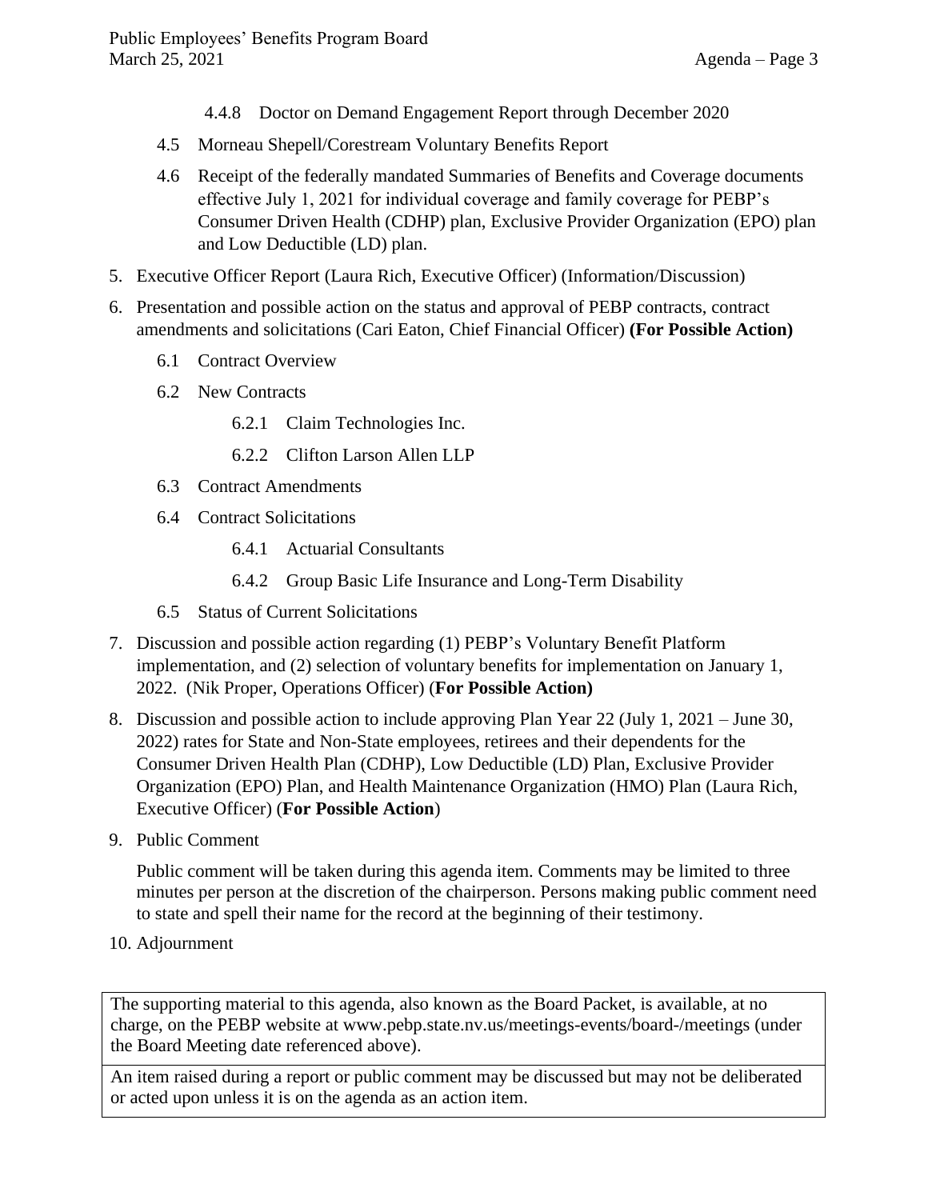4.4.8 Doctor on Demand Engagement Report through December 2020

4.5 Morneau Shepell/Corestream Voluntary Benefits Report

4.6 Receipt of the federally mandated Summaries of Benefits and Coverage documents effective July 1, 2021 for individual coverage and family coverage for PEBP's Consumer Driven Health (CDHP) plan, Exclusive Provider Organization (EPO) plan and Low Deductible (LD) plan.

5. Executive Officer Report (Laura Rich, Executive Officer) (Information/Discussion)

6. Presentation and possible action on the status and approval of PEBP contracts, contract amendments and solicitations (Cari Eaton, Chief Financial Officer) **(For Possible Action)**

   6.1 Contract Overview

   6.2 New Contracts

      6.2.1 Claim Technologies Inc.

      6.2.2 Clifton Larson Allen LLP

   6.3 Contract Amendments

   6.4 Contract Solicitations

      6.4.1 Actuarial Consultants

      6.4.2 Group Basic Life Insurance and Long-Term Disability

   6.5 Status of Current Solicitations

7. Discussion and possible action regarding (1) PEBP's Voluntary Benefit Platform implementation, and (2) selection of voluntary benefits for implementation on January 1, 2022. (Nik Proper, Operations Officer) (**For Possible Action)**

8. Discussion and possible action to include approving Plan Year 22 (July 1, 2021 – June 30, 2022) rates for State and Non-State employees, retirees and their dependents for the Consumer Driven Health Plan (CDHP), Low Deductible (LD) Plan, Exclusive Provider Organization (EPO) Plan, and Health Maintenance Organization (HMO) Plan (Laura Rich, Executive Officer) (**For Possible Action**)

9. Public Comment

   Public comment will be taken during this agenda item. Comments may be limited to three minutes per person at the discretion of the chairperson. Persons making public comment need to state and spell their name for the record at the beginning of their testimony.

10. Adjournment

The supporting material to this agenda, also known as the Board Packet, is available, at no charge, on the PEBP website at www.pebp.state.nv.us/meetings-events/board-/meetings (under the Board Meeting date referenced above).

An item raised during a report or public comment may be discussed but may not be deliberated or acted upon unless it is on the agenda as an action item.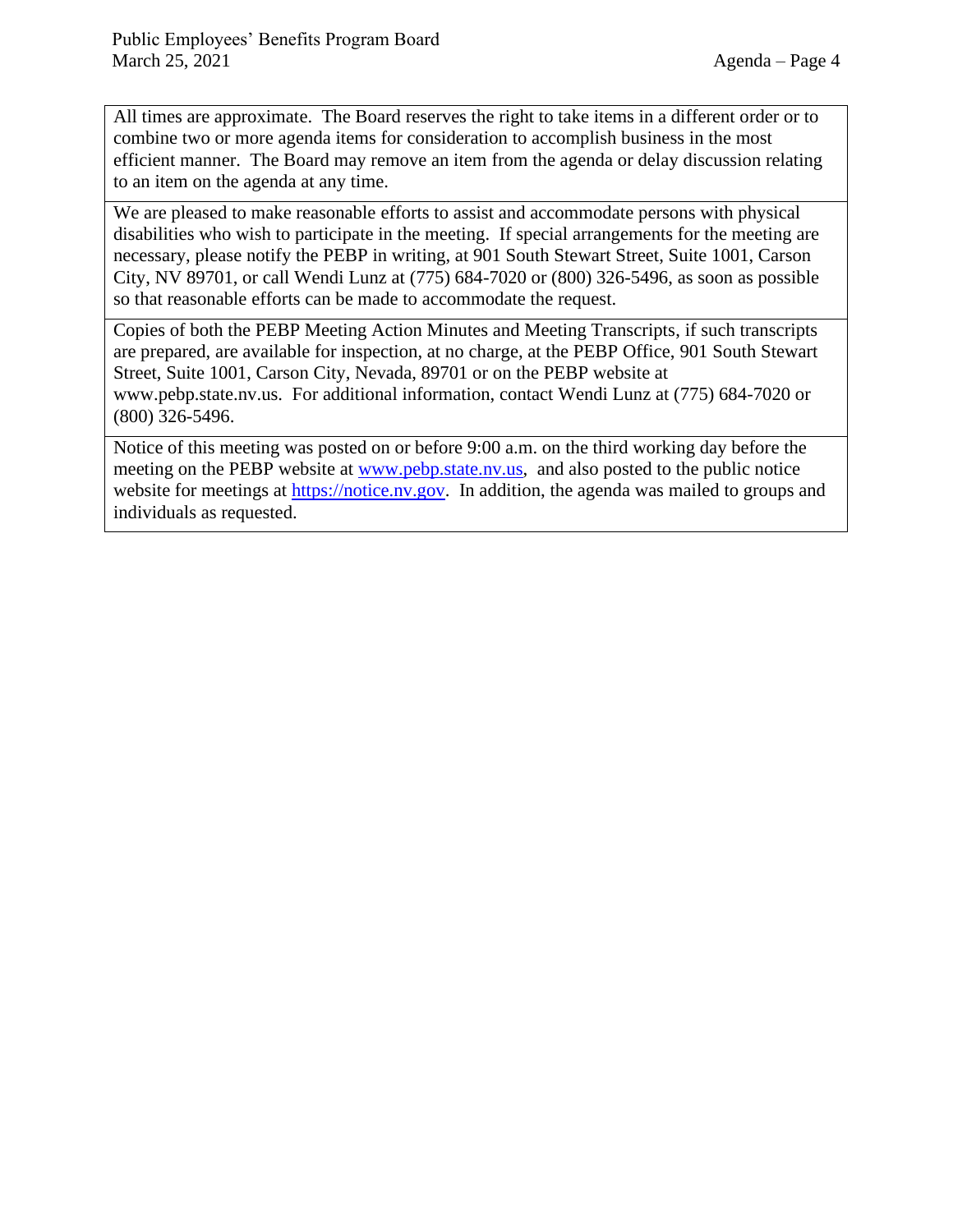All times are approximate. The Board reserves the right to take items in a different order or to combine two or more agenda items for consideration to accomplish business in the most efficient manner. The Board may remove an item from the agenda or delay discussion relating to an item on the agenda at any time.

We are pleased to make reasonable efforts to assist and accommodate persons with physical disabilities who wish to participate in the meeting. If special arrangements for the meeting are necessary, please notify the PEBP in writing, at 901 South Stewart Street, Suite 1001, Carson City, NV 89701, or call Wendi Lunz at (775) 684-7020 or (800) 326-5496, as soon as possible so that reasonable efforts can be made to accommodate the request.

Copies of both the PEBP Meeting Action Minutes and Meeting Transcripts, if such transcripts are prepared, are available for inspection, at no charge, at the PEBP Office, 901 South Stewart Street, Suite 1001, Carson City, Nevada, 89701 or on the PEBP website at www.pebp.state.nv.us. For additional information, contact Wendi Lunz at (775) 684-7020 or (800) 326-5496.

Notice of this meeting was posted on or before 9:00 a.m. on the third working day before the meeting on the PEBP website at [www.pebp.state.nv.us](http://www.pebp.state.nv.us), and also posted to the public notice website for meetings at [https://notice.nv.gov](https://notice.nv.gov). In addition, the agenda was mailed to groups and individuals as requested.